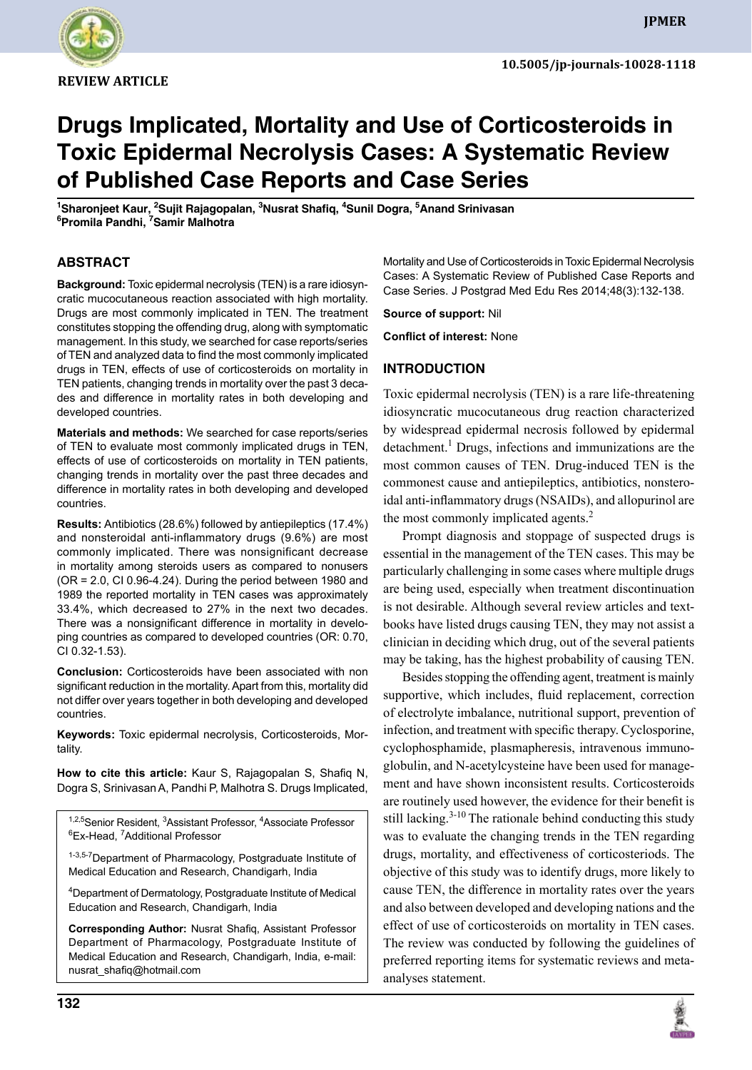REVIEW ARTICLE

10.5005/jp-journals-10028-1118

# Drugs Implicated, Mortality and Use of Corticosteroids in Toxic Epidermal Necrolysis Cases: A Systematic Review of Published Case Reports and Case Series

[1]Sharonjeet Kaur, [2]Sujit Rajagopalan, [3]Nusrat Shafiq, [4]Sunil Dogra, [5]Anand Srinivasan
[6]Promila Pandhi, [7]Samir Malhotra

## ABSTRACT

**Background:** Toxic epidermal necrolysis (TEN) is a rare idiosyncratic mucocutaneous reaction associated with high mortality. Drugs are most commonly implicated in TEN. The treatment constitutes stopping the offending drug, along with symptomatic management. In this study, we searched for case reports/series of TEN and analyzed data to find the most commonly implicated drugs in TEN, effects of use of corticosteroids on mortality in TEN patients, changing trends in mortality over the past 3 decades and difference in mortality rates in both developing and developed countries.

**Materials and methods:** We searched for case reports/series of TEN to evaluate most commonly implicated drugs in TEN, effects of use of corticosteroids on mortality in TEN patients, changing trends in mortality over the past three decades and difference in mortality rates in both developing and developed countries.

**Results:** Antibiotics (28.6%) followed by antiepileptics (17.4%) and nonsteroidal anti-inflammatory drugs (9.6%) are most commonly implicated. There was nonsignificant decrease in mortality among steroids users as compared to nonusers (OR = 2.0, CI 0.96-4.24). During the period between 1980 and 1989 the reported mortality in TEN cases was approximately 33.4%, which decreased to 27% in the next two decades. There was a nonsignificant difference in mortality in developing countries as compared to developed countries (OR: 0.70, CI 0.32-1.53).

**Conclusion:** Corticosteroids have been associated with non significant reduction in the mortality. Apart from this, mortality did not differ over years together in both developing and developed countries.

**Keywords:** Toxic epidermal necrolysis, Corticosteroids, Mortality.

**How to cite this article:** Kaur S, Rajagopalan S, Shafiq N, Dogra S, Srinivasan A, Pandhi P, Malhotra S. Drugs Implicated, Mortality and Use of Corticosteroids in Toxic Epidermal Necrolysis Cases: A Systematic Review of Published Case Reports and Case Series. J Postgrad Med Edu Res 2014;48(3):132-138.

**Source of support:** Nil

**Conflict of interest:** None

[1,2,5]Senior Resident, [3]Assistant Professor, [4]Associate Professor
[6]Ex-Head, [7]Additional Professor

[1-3,5-7]Department of Pharmacology, Postgraduate Institute of Medical Education and Research, Chandigarh, India

[4]Department of Dermatology, Postgraduate Institute of Medical Education and Research, Chandigarh, India

**Corresponding Author:** Nusrat Shafiq, Assistant Professor Department of Pharmacology, Postgraduate Institute of Medical Education and Research, Chandigarh, India, e-mail: nusrat_shafiq@hotmail.com

## INTRODUCTION

Toxic epidermal necrolysis (TEN) is a rare life-threatening idiosyncratic mucocutaneous drug reaction characterized by widespread epidermal necrosis followed by epidermal detachment.[1] Drugs, infections and immunizations are the most common causes of TEN. Drug-induced TEN is the commonest cause and antiepileptics, antibiotics, nonsteroidal anti-inflammatory drugs (NSAIDs), and allopurinol are the most commonly implicated agents.[2]

Prompt diagnosis and stoppage of suspected drugs is essential in the management of the TEN cases. This may be particularly challenging in some cases where multiple drugs are being used, especially when treatment discontinuation is not desirable. Although several review articles and textbooks have listed drugs causing TEN, they may not assist a clinician in deciding which drug, out of the several patients may be taking, has the highest probability of causing TEN.

Besides stopping the offending agent, treatment is mainly supportive, which includes, fluid replacement, correction of electrolyte imbalance, nutritional support, prevention of infection, and treatment with specific therapy. Cyclosporine, cyclophosphamide, plasmapheresis, intravenous immunoglobulin, and N-acetylcysteine have been used for management and have shown inconsistent results. Corticosteroids are routinely used however, the evidence for their benefit is still lacking.[3-10] The rationale behind conducting this study was to evaluate the changing trends in the TEN regarding drugs, mortality, and effectiveness of corticosteriods. The objective of this study was to identify drugs, more likely to cause TEN, the difference in mortality rates over the years and also between developed and developing nations and the effect of use of corticosteroids on mortality in TEN cases. The review was conducted by following the guidelines of preferred reporting items for systematic reviews and meta-analyses statement.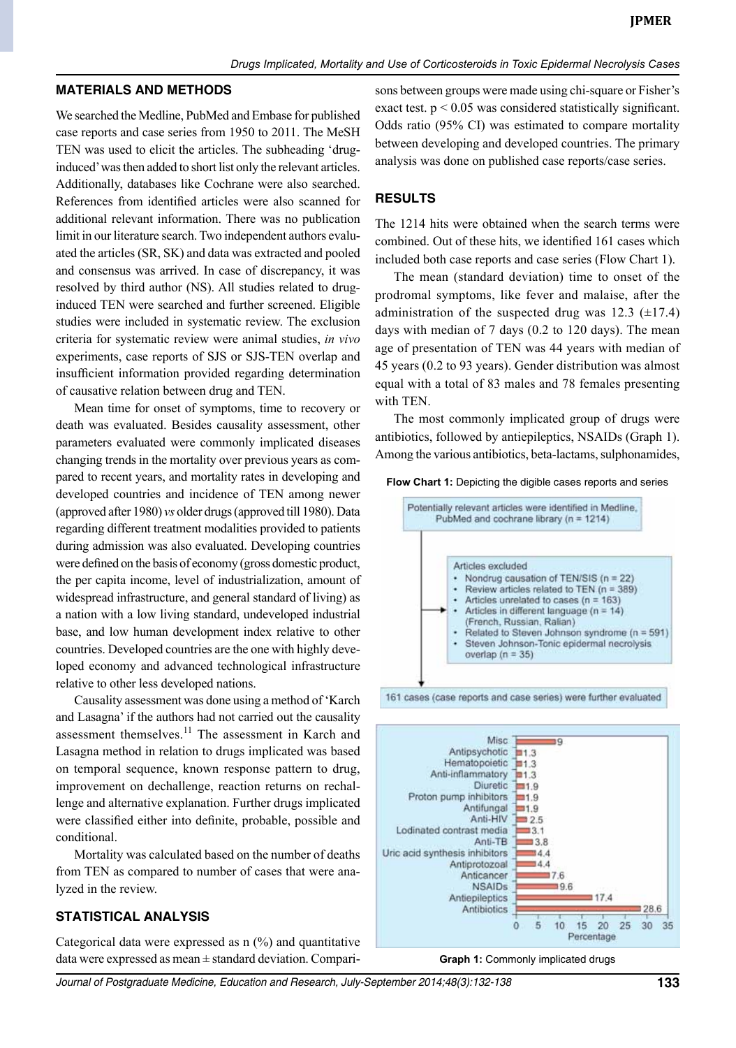## MATERIALS AND METHODS

We searched the Medline, PubMed and Embase for published case reports and case series from 1950 to 2011. The MeSH TEN was used to elicit the articles. The subheading 'drug-induced' was then added to short list only the relevant articles. Additionally, databases like Cochrane were also searched. References from identified articles were also scanned for additional relevant information. There was no publication limit in our literature search. Two independent authors evaluated the articles (SR, SK) and data was extracted and pooled and consensus was arrived. In case of discrepancy, it was resolved by third author (NS). All studies related to drug-induced TEN were searched and further screened. Eligible studies were included in systematic review. The exclusion criteria for systematic review were animal studies, *in vivo* experiments, case reports of SJS or SJS-TEN overlap and insufficient information provided regarding determination of causative relation between drug and TEN.

Mean time for onset of symptoms, time to recovery or death was evaluated. Besides causality assessment, other parameters evaluated were commonly implicated diseases changing trends in the mortality over previous years as compared to recent years, and mortality rates in developing and developed countries and incidence of TEN among newer (approved after 1980) *vs* older drugs (approved till 1980). Data regarding different treatment modalities provided to patients during admission was also evaluated. Developing countries were defined on the basis of economy (gross domestic product, the per capita income, level of industrialization, amount of widespread infrastructure, and general standard of living) as a nation with a low living standard, undeveloped industrial base, and low human development index relative to other countries. Developed countries are the one with highly developed economy and advanced technological infrastructure relative to other less developed nations.

Causality assessment was done using a method of 'Karch and Lasagna' if the authors had not carried out the causality assessment themselves.[11] The assessment in Karch and Lasagna method in relation to drugs implicated was based on temporal sequence, known response pattern to drug, improvement on dechallenge, reaction returns on rechallenge and alternative explanation. Further drugs implicated were classified either into definite, probable, possible and conditional.

Mortality was calculated based on the number of deaths from TEN as compared to number of cases that were analyzed in the review.

## STATISTICAL ANALYSIS

Categorical data were expressed as n (%) and quantitative data were expressed as mean ± standard deviation. Comparisons between groups were made using chi-square or Fisher's exact test. $p < 0.05$ was considered statistically significant. Odds ratio (95% CI) was estimated to compare mortality between developing and developed countries. The primary analysis was done on published case reports/case series.

## RESULTS

The 1214 hits were obtained when the search terms were combined. Out of these hits, we identified 161 cases which included both case reports and case series (Flow Chart 1).

The mean (standard deviation) time to onset of the prodromal symptoms, like fever and malaise, after the administration of the suspected drug was 12.3 (±17.4) days with median of 7 days (0.2 to 120 days). The mean age of presentation of TEN was 44 years with median of 45 years (0.2 to 93 years). Gender distribution was almost equal with a total of 83 males and 78 females presenting with TEN.

The most commonly implicated group of drugs were antibiotics, followed by antiepileptics, NSAIDs (Graph 1). Among the various antibiotics, beta-lactams, sulphonamides,

**Flow Chart 1:** Depicting the digible cases reports and series

Potentially relevant articles were identified in Medline, PubMed and cochrane library (n = 1214)

Articles excluded
- Nondrug causation of TEN/SJS (n = 22)
- Review articles related to TEN (n = 389)
- Articles unrelated to cases (n = 163)
- Articles in different language (n = 14) (French, Russian, Ralian)
- Related to Steven Johnson syndrome (n = 591)
- Steven Johnson-Tonic epidermal necrolysis overlap (n = 35)

161 cases (case reports and case series) were further evaluated

| Drug group | Percentage |
|---|---|
| Misc | 9 |
| Antipsychotic | 1.3 |
| Hematopoietic | 1.3 |
| Anti-inflammatory | 1.3 |
| Diuretic | 1.9 |
| Proton pump inhibitors | 1.9 |
| Antifungal | 1.9 |
| Anti-HIV | 2.5 |
| Lodinated contrast media | 3.1 |
| Anti-TB | 3.8 |
| Uric acid synthesis inhibitors | 4.4 |
| Antiprotozoal | 4.4 |
| Anticancer | 7.6 |
| NSAIDs | 9.6 |
| Antiepileptics | 17.4 |
| Antibiotics | 28.6 |

**Graph 1:** Commonly implicated drugs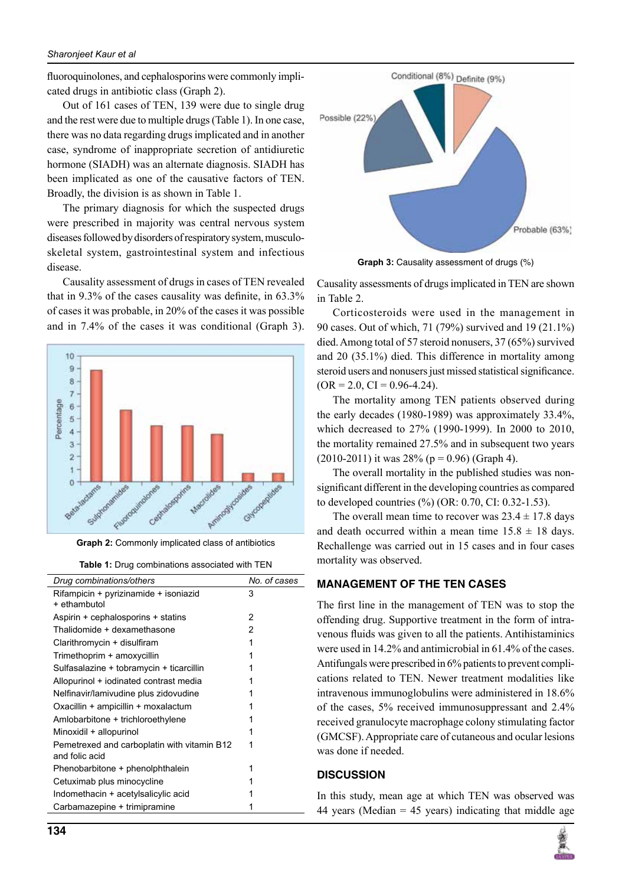fluoroquinolones, and cephalosporins were commonly implicated drugs in antibiotic class (Graph 2).

Out of 161 cases of TEN, 139 were due to single drug and the rest were due to multiple drugs (Table 1). In one case, there was no data regarding drugs implicated and in another case, syndrome of inappropriate secretion of antidiuretic hormone (SIADH) was an alternate diagnosis. SIADH has been implicated as one of the causative factors of TEN. Broadly, the division is as shown in Table 1.

The primary diagnosis for which the suspected drugs were prescribed in majority was central nervous system diseases followed by disorders of respiratory system, musculoskeletal system, gastrointestinal system and infectious disease.

Causality assessment of drugs in cases of TEN revealed that in 9.3% of the cases causality was definite, in 63.3% of cases it was probable, in 20% of the cases it was possible and in 7.4% of the cases it was conditional (Graph 3).

**Graph 2:** Commonly implicated class of antibiotics

**Table 1:** Drug combinations associated with TEN

| Drug combinations/others | No. of cases |
|---|---|
| Rifampicin + pyrizinamide + isoniazid + ethambutol | 3 |
| Aspirin + cephalosporins + statins | 2 |
| Thalidomide + dexamethasone | 2 |
| Clarithromycin + disulfiram | 1 |
| Trimethoprim + amoxycillin | 1 |
| Sulfasalazine + tobramycin + ticarcillin | 1 |
| Allopurinol + iodinated contrast media | 1 |
| Nelfinavir/lamivudine plus zidovudine | 1 |
| Oxacillin + ampicillin + moxalactum | 1 |
| Amlobarbitone + trichloroethylene | 1 |
| Minoxidil + allopurinol | 1 |
| Pemetrexed and carboplatin with vitamin B12 and folic acid | 1 |
| Phenobarbitone + phenolphthalein | 1 |
| Cetuximab plus minocycline | 1 |
| Indomethacin + acetylsalicylic acid | 1 |
| Carbamazepine + trimipramine | 1 |

**Graph 3:** Causality assessment of drugs (%)

Causality assessments of drugs implicated in TEN are shown in Table 2.

Corticosteroids were used in the management in 90 cases. Out of which, 71 (79%) survived and 19 (21.1%) died. Among total of 57 steroid nonusers, 37 (65%) survived and 20 (35.1%) died. This difference in mortality among steroid users and nonusers just missed statistical significance. (OR = 2.0, CI = 0.96-4.24).

The mortality among TEN patients observed during the early decades (1980-1989) was approximately 33.4%, which decreased to 27% (1990-1999). In 2000 to 2010, the mortality remained 27.5% and in subsequent two years (2010-2011) it was 28% ($p = 0.96$) (Graph 4).

The overall mortality in the published studies was nonsignificant different in the developing countries as compared to developed countries (%) (OR: 0.70, CI: 0.32-1.53).

The overall mean time to recover was $23.4 \pm 17.8$ days and death occurred within a mean time $15.8 \pm 18$ days. Rechallenge was carried out in 15 cases and in four cases mortality was observed.

## MANAGEMENT OF THE TEN CASES

The first line in the management of TEN was to stop the offending drug. Supportive treatment in the form of intravenous fluids was given to all the patients. Antihistaminics were used in 14.2% and antimicrobial in 61.4% of the cases. Antifungals were prescribed in 6% patients to prevent complications related to TEN. Newer treatment modalities like intravenous immunoglobulins were administered in 18.6% of the cases, 5% received immunosuppressant and 2.4% received granulocyte macrophage colony stimulating factor (GMCSF). Appropriate care of cutaneous and ocular lesions was done if needed.

## DISCUSSION

In this study, mean age at which TEN was observed was 44 years (Median = 45 years) indicating that middle age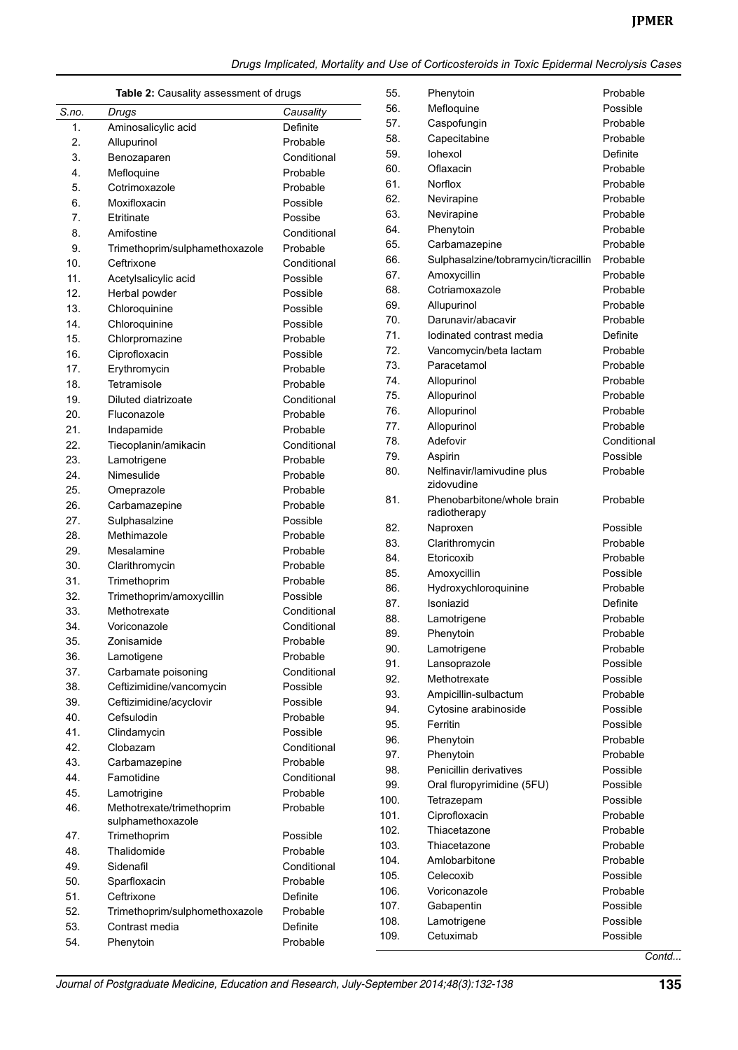**Table 2:** Causality assessment of drugs

| S.no. | Drugs | Causality |
|---|---|---|
| 1. | Aminosalicylic acid | Definite |
| 2. | Allupurinol | Probable |
| 3. | Benozaparen | Conditional |
| 4. | Mefloquine | Probable |
| 5. | Cotrimoxazole | Probable |
| 6. | Moxifloxacin | Possible |
| 7. | Etritinate | Possibe |
| 8. | Amifostine | Conditional |
| 9. | Trimethoprim/sulphamethoxazole | Probable |
| 10. | Ceftrixone | Conditional |
| 11. | Acetylsalicylic acid | Possible |
| 12. | Herbal powder | Possible |
| 13. | Chloroquinine | Possible |
| 14. | Chloroquinine | Possible |
| 15. | Chlorpromazine | Probable |
| 16. | Ciprofloxacin | Possible |
| 17. | Erythromycin | Probable |
| 18. | Tetramisole | Probable |
| 19. | Diluted diatrizoate | Conditional |
| 20. | Fluconazole | Probable |
| 21. | Indapamide | Probable |
| 22. | Tiecoplanin/amikacin | Conditional |
| 23. | Lamotrigene | Probable |
| 24. | Nimesulide | Probable |
| 25. | Omeprazole | Probable |
| 26. | Carbamazepine | Probable |
| 27. | Sulphasalzine | Possible |
| 28. | Methimazole | Probable |
| 29. | Mesalamine | Probable |
| 30. | Clarithromycin | Probable |
| 31. | Trimethoprim | Probable |
| 32. | Trimethoprim/amoxycillin | Possible |
| 33. | Methotrexate | Conditional |
| 34. | Voriconazole | Conditional |
| 35. | Zonisamide | Probable |
| 36. | Lamotigene | Probable |
| 37. | Carbamate poisoning | Conditional |
| 38. | Ceftizimidine/vancomycin | Possible |
| 39. | Ceftizimidine/acyclovir | Possible |
| 40. | Cefsulodin | Probable |
| 41. | Clindamycin | Possible |
| 42. | Clobazam | Conditional |
| 43. | Carbamazepine | Probable |
| 44. | Famotidine | Conditional |
| 45. | Lamotrigine | Probable |
| 46. | Methotrexate/trimethoprim sulphamethoxazole | Probable |
| 47. | Trimethoprim | Possible |
| 48. | Thalidomide | Probable |
| 49. | Sidenafil | Conditional |
| 50. | Sparfloxacin | Probable |
| 51. | Ceftrixone | Definite |
| 52. | Trimethoprim/sulphomethoxazole | Probable |
| 53. | Contrast media | Definite |
| 54. | Phenytoin | Probable |
| 55. | Phenytoin | Probable |
| 56. | Mefloquine | Possible |
| 57. | Caspofungin | Probable |
| 58. | Capecitabine | Probable |
| 59. | Iohexol | Definite |
| 60. | Oflaxacin | Probable |
| 61. | Norflox | Probable |
| 62. | Nevirapine | Probable |
| 63. | Nevirapine | Probable |
| 64. | Phenytoin | Probable |
| 65. | Carbamazepine | Probable |
| 66. | Sulphasalzine/tobramycin/ticracillin | Probable |
| 67. | Amoxycillin | Probable |
| 68. | Cotriamoxazole | Probable |
| 69. | Allupurinol | Probable |
| 70. | Darunavir/abacavir | Probable |
| 71. | Iodinated contrast media | Definite |
| 72. | Vancomycin/beta lactam | Probable |
| 73. | Paracetamol | Probable |
| 74. | Allopurinol | Probable |
| 75. | Allopurinol | Probable |
| 76. | Allopurinol | Probable |
| 77. | Allopurinol | Probable |
| 78. | Adefovir | Conditional |
| 79. | Aspirin | Possible |
| 80. | Nelfinavir/lamivudine plus zidovudine | Probable |
| 81. | Phenobarbitone/whole brain radiotherapy | Probable |
| 82. | Naproxen | Possible |
| 83. | Clarithromycin | Probable |
| 84. | Etoricoxib | Probable |
| 85. | Amoxycillin | Possible |
| 86. | Hydroxychloroquinine | Probable |
| 87. | Isoniazid | Definite |
| 88. | Lamotrigene | Probable |
| 89. | Phenytoin | Probable |
| 90. | Lamotrigene | Probable |
| 91. | Lansoprazole | Possible |
| 92. | Methotrexate | Possible |
| 93. | Ampicillin-sulbactum | Probable |
| 94. | Cytosine arabinoside | Possible |
| 95. | Ferritin | Possible |
| 96. | Phenytoin | Probable |
| 97. | Phenytoin | Probable |
| 98. | Penicillin derivatives | Possible |
| 99. | Oral fluropyrimidine (5FU) | Possible |
| 100. | Tetrazepam | Possible |
| 101. | Ciprofloxacin | Probable |
| 102. | Thiacetazone | Probable |
| 103. | Thiacetazone | Probable |
| 104. | Amlobarbitone | Probable |
| 105. | Celecoxib | Possible |
| 106. | Voriconazole | Probable |
| 107. | Gabapentin | Possible |
| 108. | Lamotrigene | Possible |
| 109. | Cetuximab | Possible |

*Contd...*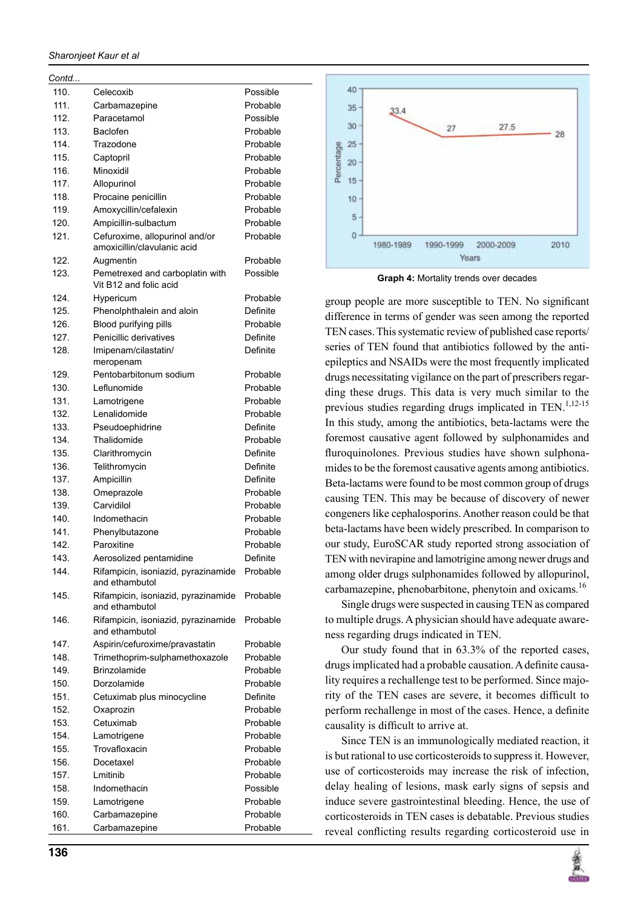*Contd...*

| | | |
|---|---|---|
| 110. | Celecoxib | Possible |
| 111. | Carbamazepine | Probable |
| 112. | Paracetamol | Possible |
| 113. | Baclofen | Probable |
| 114. | Trazodone | Probable |
| 115. | Captopril | Probable |
| 116. | Minoxidil | Probable |
| 117. | Allopurinol | Probable |
| 118. | Procaine penicillin | Probable |
| 119. | Amoxycillin/cefalexin | Probable |
| 120. | Ampicillin-sulbactum | Probable |
| 121. | Cefuroxime, allopurinol and/or amoxicillin/clavulanic acid | Probable |
| 122. | Augmentin | Probable |
| 123. | Pemetrexed and carboplatin with Vit B12 and folic acid | Possible |
| 124. | Hypericum | Probable |
| 125. | Phenolphthalein and aloin | Definite |
| 126. | Blood purifying pills | Probable |
| 127. | Penicillic derivatives | Definite |
| 128. | Imipenam/cilastatin/ meropenam | Definite |
| 129. | Pentobarbitonum sodium | Probable |
| 130. | Leflunomide | Probable |
| 131. | Lamotrigene | Probable |
| 132. | Lenalidomide | Probable |
| 133. | Pseudoephidrine | Definite |
| 134. | Thalidomide | Probable |
| 135. | Clarithromycin | Definite |
| 136. | Telithromycin | Definite |
| 137. | Ampicillin | Definite |
| 138. | Omeprazole | Probable |
| 139. | Carvidilol | Probable |
| 140. | Indomethacin | Probable |
| 141. | Phenylbutazone | Probable |
| 142. | Paroxitine | Probable |
| 143. | Aerosolized pentamidine | Definite |
| 144. | Rifampicin, isoniazid, pyrazinamide and ethambutol | Probable |
| 145. | Rifampicin, isoniazid, pyrazinamide and ethambutol | Probable |
| 146. | Rifampicin, isoniazid, pyrazinamide and ethambutol | Probable |
| 147. | Aspirin/cefuroxime/pravastatin | Probable |
| 148. | Trimethoprim-sulphamethoxazole | Probable |
| 149. | Brinzolamide | Probable |
| 150. | Dorzolamide | Probable |
| 151. | Cetuximab plus minocycline | Definite |
| 152. | Oxaprozin | Probable |
| 153. | Cetuximab | Probable |
| 154. | Lamotrigene | Probable |
| 155. | Trovafloxacin | Probable |
| 156. | Docetaxel | Probable |
| 157. | Lmitinib | Probable |
| 158. | Indomethacin | Possible |
| 159. | Lamotrigene | Probable |
| 160. | Carbamazepine | Probable |
| 161. | Carbamazepine | Probable |

**Graph 4:** Mortality trends over decades

group people are more susceptible to TEN. No significant difference in terms of gender was seen among the reported TEN cases. This systematic review of published case reports/ series of TEN found that antibiotics followed by the anti-epileptics and NSAIDs were the most frequently implicated drugs necessitating vigilance on the part of prescribers regarding these drugs. This data is very much similar to the previous studies regarding drugs implicated in TEN.[1,12-15] In this study, among the antibiotics, beta-lactams were the foremost causative agent followed by sulphonamides and fluroquinolones. Previous studies have shown sulphonamides to be the foremost causative agents among antibiotics. Beta-lactams were found to be most common group of drugs causing TEN. This may be because of discovery of newer congeners like cephalosporins. Another reason could be that beta-lactams have been widely prescribed. In comparison to our study, EuroSCAR study reported strong association of TEN with nevirapine and lamotrigine among newer drugs and among older drugs sulphonamides followed by allopurinol, carbamazepine, phenobarbitone, phenytoin and oxicams.[16]

Single drugs were suspected in causing TEN as compared to multiple drugs. A physician should have adequate awareness regarding drugs indicated in TEN.

Our study found that in 63.3% of the reported cases, drugs implicated had a probable causation. A definite causality requires a rechallenge test to be performed. Since majority of the TEN cases are severe, it becomes difficult to perform rechallenge in most of the cases. Hence, a definite causality is difficult to arrive at.

Since TEN is an immunologically mediated reaction, it is but rational to use corticosteroids to suppress it. However, use of corticosteroids may increase the risk of infection, delay healing of lesions, mask early signs of sepsis and induce severe gastrointestinal bleeding. Hence, the use of corticosteroids in TEN cases is debatable. Previous studies reveal conflicting results regarding corticosteroid use in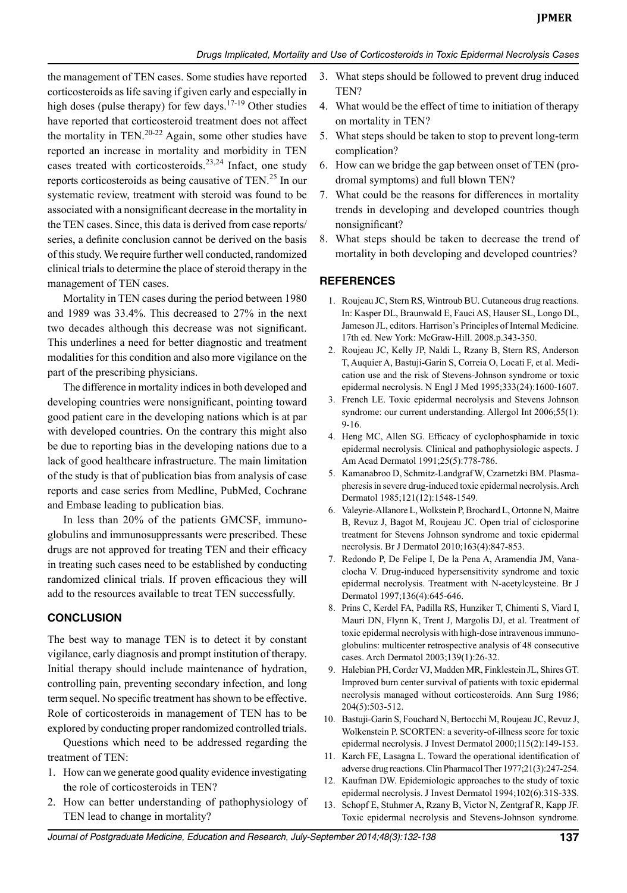the management of TEN cases. Some studies have reported corticosteroids as life saving if given early and especially in high doses (pulse therapy) for few days.[17-19] Other studies have reported that corticosteroid treatment does not affect the mortality in TEN.[20-22] Again, some other studies have reported an increase in mortality and morbidity in TEN cases treated with corticosteroids.[23,24] Infact, one study reports corticosteroids as being causative of TEN.[25] In our systematic review, treatment with steroid was found to be associated with a nonsignificant decrease in the mortality in the TEN cases. Since, this data is derived from case reports/series, a definite conclusion cannot be derived on the basis of this study. We require further well conducted, randomized clinical trials to determine the place of steroid therapy in the management of TEN cases.

Mortality in TEN cases during the period between 1980 and 1989 was 33.4%. This decreased to 27% in the next two decades although this decrease was not significant. This underlines a need for better diagnostic and treatment modalities for this condition and also more vigilance on the part of the prescribing physicians.

The difference in mortality indices in both developed and developing countries were nonsignificant, pointing toward good patient care in the developing nations which is at par with developed countries. On the contrary this might also be due to reporting bias in the developing nations due to a lack of good healthcare infrastructure. The main limitation of the study is that of publication bias from analysis of case reports and case series from Medline, PubMed, Cochrane and Embase leading to publication bias.

In less than 20% of the patients GMCSF, immunoglobulins and immunosuppressants were prescribed. These drugs are not approved for treating TEN and their efficacy in treating such cases need to be established by conducting randomized clinical trials. If proven efficacious they will add to the resources available to treat TEN successfully.

## CONCLUSION

The best way to manage TEN is to detect it by constant vigilance, early diagnosis and prompt institution of therapy. Initial therapy should include maintenance of hydration, controlling pain, preventing secondary infection, and long term sequel. No specific treatment has shown to be effective. Role of corticosteroids in management of TEN has to be explored by conducting proper randomized controlled trials.

Questions which need to be addressed regarding the treatment of TEN:

1. How can we generate good quality evidence investigating the role of corticosteroids in TEN?
2. How can better understanding of pathophysiology of TEN lead to change in mortality?
3. What steps should be followed to prevent drug induced TEN?
4. What would be the effect of time to initiation of therapy on mortality in TEN?
5. What steps should be taken to stop to prevent long-term complication?
6. How can we bridge the gap between onset of TEN (prodromal symptoms) and full blown TEN?
7. What could be the reasons for differences in mortality trends in developing and developed countries though nonsignificant?
8. What steps should be taken to decrease the trend of mortality in both developing and developed countries?

## REFERENCES

1. Roujeau JC, Stern RS, Wintroub BU. Cutaneous drug reactions. In: Kasper DL, Braunwald E, Fauci AS, Hauser SL, Longo DL, Jameson JL, editors. Harrison's Principles of Internal Medicine. 17th ed. New York: McGraw-Hill. 2008.p.343-350.
2. Roujeau JC, Kelly JP, Naldi L, Rzany B, Stern RS, Anderson T, Auquier A, Bastuji-Garin S, Correia O, Locati F, et al. Medication use and the risk of Stevens-Johnson syndrome or toxic epidermal necrolysis. N Engl J Med 1995;333(24):1600-1607.
3. French LE. Toxic epidermal necrolysis and Stevens Johnson syndrome: our current understanding. Allergol Int 2006;55(1):9-16.
4. Heng MC, Allen SG. Efficacy of cyclophosphamide in toxic epidermal necrolysis. Clinical and pathophysiologic aspects. J Am Acad Dermatol 1991;25(5):778-786.
5. Kamanabroo D, Schmitz-Landgraf W, Czarnetzki BM. Plasmapheresis in severe drug-induced toxic epidermal necrolysis. Arch Dermatol 1985;121(12):1548-1549.
6. Valeyrie-Allanore L, Wolkstein P, Brochard L, Ortonne N, Maitre B, Revuz J, Bagot M, Roujeau JC. Open trial of ciclosporine treatment for Stevens Johnson syndrome and toxic epidermal necrolysis. Br J Dermatol 2010;163(4):847-853.
7. Redondo P, De Felipe I, De la Pena A, Aramendia JM, Vanaclocha V. Drug-induced hypersensitivity syndrome and toxic epidermal necrolysis. Treatment with N-acetylcysteine. Br J Dermatol 1997;136(4):645-646.
8. Prins C, Kerdel FA, Padilla RS, Hunziker T, Chimenti S, Viard I, Mauri DN, Flynn K, Trent J, Margolis DJ, et al. Treatment of toxic epidermal necrolysis with high-dose intravenous immunoglobulins: multicenter retrospective analysis of 48 consecutive cases. Arch Dermatol 2003;139(1):26-32.
9. Halebian PH, Corder VJ, Madden MR, Finklestein JL, Shires GT. Improved burn center survival of patients with toxic epidermal necrolysis managed without corticosteroids. Ann Surg 1986; 204(5):503-512.
10. Bastuji-Garin S, Fouchard N, Bertocchi M, Roujeau JC, Revuz J, Wolkenstein P. SCORTEN: a severity-of-illness score for toxic epidermal necrolysis. J Invest Dermatol 2000;115(2):149-153.
11. Karch FE, Lasagna L. Toward the operational identification of adverse drug reactions. Clin Pharmacol Ther 1977;21(3):247-254.
12. Kaufman DW. Epidemiologic approaches to the study of toxic epidermal necrolysis. J Invest Dermatol 1994;102(6):31S-33S.
13. Schopf E, Stuhmer A, Rzany B, Victor N, Zentgraf R, Kapp JF. Toxic epidermal necrolysis and Stevens-Johnson syndrome.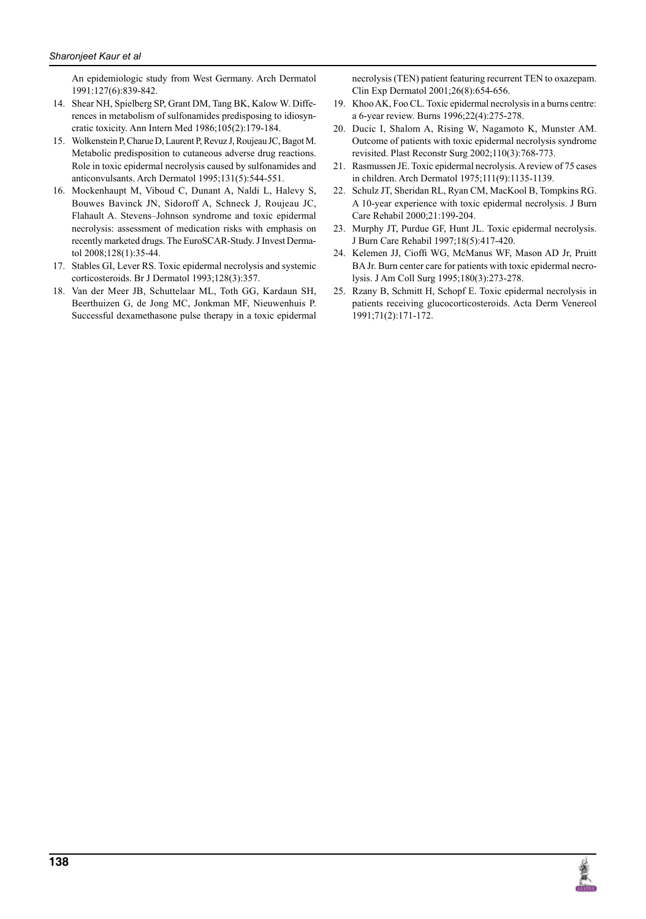An epidemiologic study from West Germany. Arch Dermatol 1991:127(6):839-842.

14. Shear NH, Spielberg SP, Grant DM, Tang BK, Kalow W. Differences in metabolism of sulfonamides predisposing to idiosyncratic toxicity. Ann Intern Med 1986;105(2):179-184.
15. Wolkenstein P, Charue D, Laurent P, Revuz J, Roujeau JC, Bagot M. Metabolic predisposition to cutaneous adverse drug reactions. Role in toxic epidermal necrolysis caused by sulfonamides and anticonvulsants. Arch Dermatol 1995;131(5):544-551.
16. Mockenhaupt M, Viboud C, Dunant A, Naldi L, Halevy S, Bouwes Bavinck JN, Sidoroff A, Schneck J, Roujeau JC, Flahault A. Stevens–Johnson syndrome and toxic epidermal necrolysis: assessment of medication risks with emphasis on recently marketed drugs. The EuroSCAR-Study. J Invest Dermatol 2008;128(1):35-44.
17. Stables GI, Lever RS. Toxic epidermal necrolysis and systemic corticosteroids. Br J Dermatol 1993;128(3):357.
18. Van der Meer JB, Schuttelaar ML, Toth GG, Kardaun SH, Beerthuizen G, de Jong MC, Jonkman MF, Nieuwenhuis P. Successful dexamethasone pulse therapy in a toxic epidermal necrolysis (TEN) patient featuring recurrent TEN to oxazepam. Clin Exp Dermatol 2001;26(8):654-656.
19. Khoo AK, Foo CL. Toxic epidermal necrolysis in a burns centre: a 6-year review. Burns 1996;22(4):275-278.
20. Ducic I, Shalom A, Rising W, Nagamoto K, Munster AM. Outcome of patients with toxic epidermal necrolysis syndrome revisited. Plast Reconstr Surg 2002;110(3):768-773.
21. Rasmussen JE. Toxic epidermal necrolysis. A review of 75 cases in children. Arch Dermatol 1975;111(9):1135-1139.
22. Schulz JT, Sheridan RL, Ryan CM, MacKool B, Tompkins RG. A 10-year experience with toxic epidermal necrolysis. J Burn Care Rehabil 2000;21:199-204.
23. Murphy JT, Purdue GF, Hunt JL. Toxic epidermal necrolysis. J Burn Care Rehabil 1997;18(5):417-420.
24. Kelemen JJ, Cioffi WG, McManus WF, Mason AD Jr, Pruitt BA Jr. Burn center care for patients with toxic epidermal necrolysis. J Am Coll Surg 1995;180(3):273-278.
25. Rzany B, Schmitt H, Schopf E. Toxic epidermal necrolysis in patients receiving glucocorticosteroids. Acta Derm Venereol 1991;71(2):171-172.